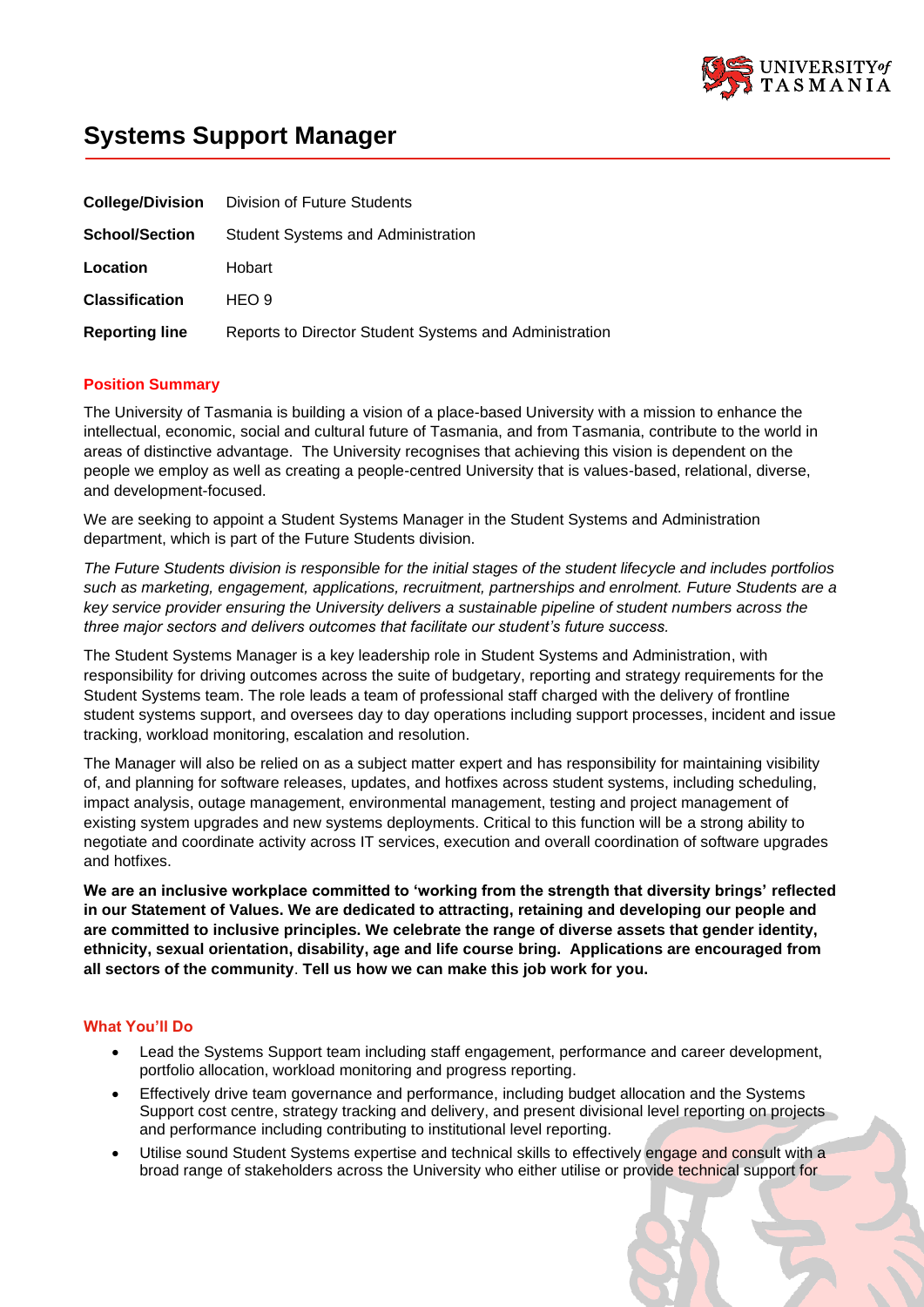# Systems Support Manager

| | |
|---|---|
| **College/Division** | Division of Future Students |
| **School/Section** | Student Systems and Administration |
| **Location** | Hobart |
| **Classification** | HEO 9 |
| **Reporting line** | Reports to Director Student Systems and Administration |

## Position Summary

The University of Tasmania is building a vision of a place-based University with a mission to enhance the intellectual, economic, social and cultural future of Tasmania, and from Tasmania, contribute to the world in areas of distinctive advantage. The University recognises that achieving this vision is dependent on the people we employ as well as creating a people-centred University that is values-based, relational, diverse, and development-focused.

We are seeking to appoint a Student Systems Manager in the Student Systems and Administration department, which is part of the Future Students division.

*The Future Students division is responsible for the initial stages of the student lifecycle and includes portfolios such as marketing, engagement, applications, recruitment, partnerships and enrolment. Future Students are a key service provider ensuring the University delivers a sustainable pipeline of student numbers across the three major sectors and delivers outcomes that facilitate our student's future success.*

The Student Systems Manager is a key leadership role in Student Systems and Administration, with responsibility for driving outcomes across the suite of budgetary, reporting and strategy requirements for the Student Systems team. The role leads a team of professional staff charged with the delivery of frontline student systems support, and oversees day to day operations including support processes, incident and issue tracking, workload monitoring, escalation and resolution.

The Manager will also be relied on as a subject matter expert and has responsibility for maintaining visibility of, and planning for software releases, updates, and hotfixes across student systems, including scheduling, impact analysis, outage management, environmental management, testing and project management of existing system upgrades and new systems deployments. Critical to this function will be a strong ability to negotiate and coordinate activity across IT services, execution and overall coordination of software upgrades and hotfixes.

**We are an inclusive workplace committed to 'working from the strength that diversity brings' reflected in our Statement of Values. We are dedicated to attracting, retaining and developing our people and are committed to inclusive principles. We celebrate the range of diverse assets that gender identity, ethnicity, sexual orientation, disability, age and life course bring. Applications are encouraged from all sectors of the community**. **Tell us how we can make this job work for you.**

## What You'll Do

- Lead the Systems Support team including staff engagement, performance and career development, portfolio allocation, workload monitoring and progress reporting.
- Effectively drive team governance and performance, including budget allocation and the Systems Support cost centre, strategy tracking and delivery, and present divisional level reporting on projects and performance including contributing to institutional level reporting.
- Utilise sound Student Systems expertise and technical skills to effectively engage and consult with a broad range of stakeholders across the University who either utilise or provide technical support for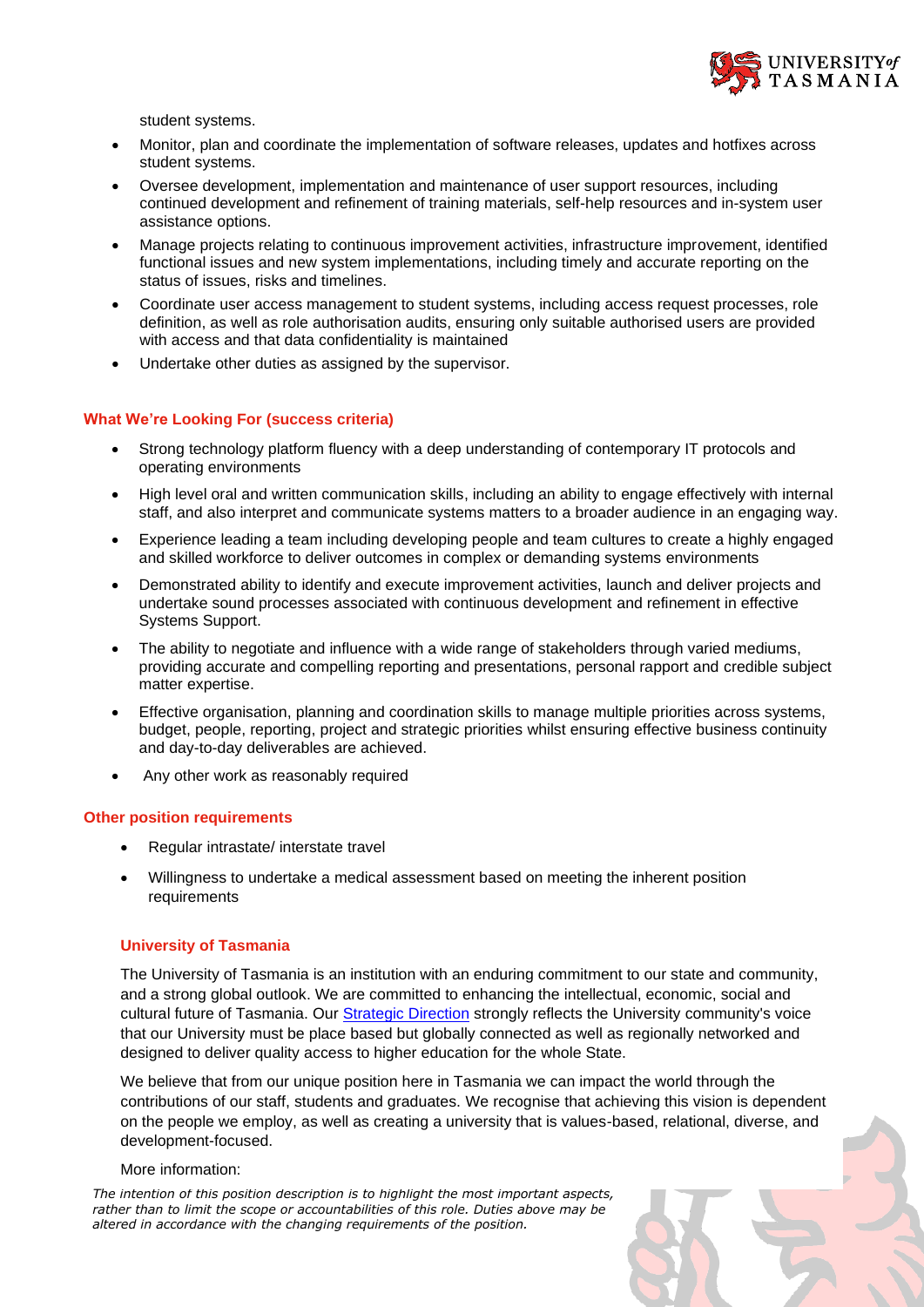student systems.

- Monitor, plan and coordinate the implementation of software releases, updates and hotfixes across student systems.
- Oversee development, implementation and maintenance of user support resources, including continued development and refinement of training materials, self-help resources and in-system user assistance options.
- Manage projects relating to continuous improvement activities, infrastructure improvement, identified functional issues and new system implementations, including timely and accurate reporting on the status of issues, risks and timelines.
- Coordinate user access management to student systems, including access request processes, role definition, as well as role authorisation audits, ensuring only suitable authorised users are provided with access and that data confidentiality is maintained
- Undertake other duties as assigned by the supervisor.

### What We're Looking For (success criteria)

- Strong technology platform fluency with a deep understanding of contemporary IT protocols and operating environments
- High level oral and written communication skills, including an ability to engage effectively with internal staff, and also interpret and communicate systems matters to a broader audience in an engaging way.
- Experience leading a team including developing people and team cultures to create a highly engaged and skilled workforce to deliver outcomes in complex or demanding systems environments
- Demonstrated ability to identify and execute improvement activities, launch and deliver projects and undertake sound processes associated with continuous development and refinement in effective Systems Support.
- The ability to negotiate and influence with a wide range of stakeholders through varied mediums, providing accurate and compelling reporting and presentations, personal rapport and credible subject matter expertise.
- Effective organisation, planning and coordination skills to manage multiple priorities across systems, budget, people, reporting, project and strategic priorities whilst ensuring effective business continuity and day-to-day deliverables are achieved.
- Any other work as reasonably required

### Other position requirements

- Regular intrastate/ interstate travel
- Willingness to undertake a medical assessment based on meeting the inherent position requirements

### University of Tasmania

The University of Tasmania is an institution with an enduring commitment to our state and community, and a strong global outlook. We are committed to enhancing the intellectual, economic, social and cultural future of Tasmania. Our Strategic Direction strongly reflects the University community's voice that our University must be place based but globally connected as well as regionally networked and designed to deliver quality access to higher education for the whole State.

We believe that from our unique position here in Tasmania we can impact the world through the contributions of our staff, students and graduates. We recognise that achieving this vision is dependent on the people we employ, as well as creating a university that is values-based, relational, diverse, and development-focused.

More information:

*The intention of this position description is to highlight the most important aspects, rather than to limit the scope or accountabilities of this role. Duties above may be altered in accordance with the changing requirements of the position.*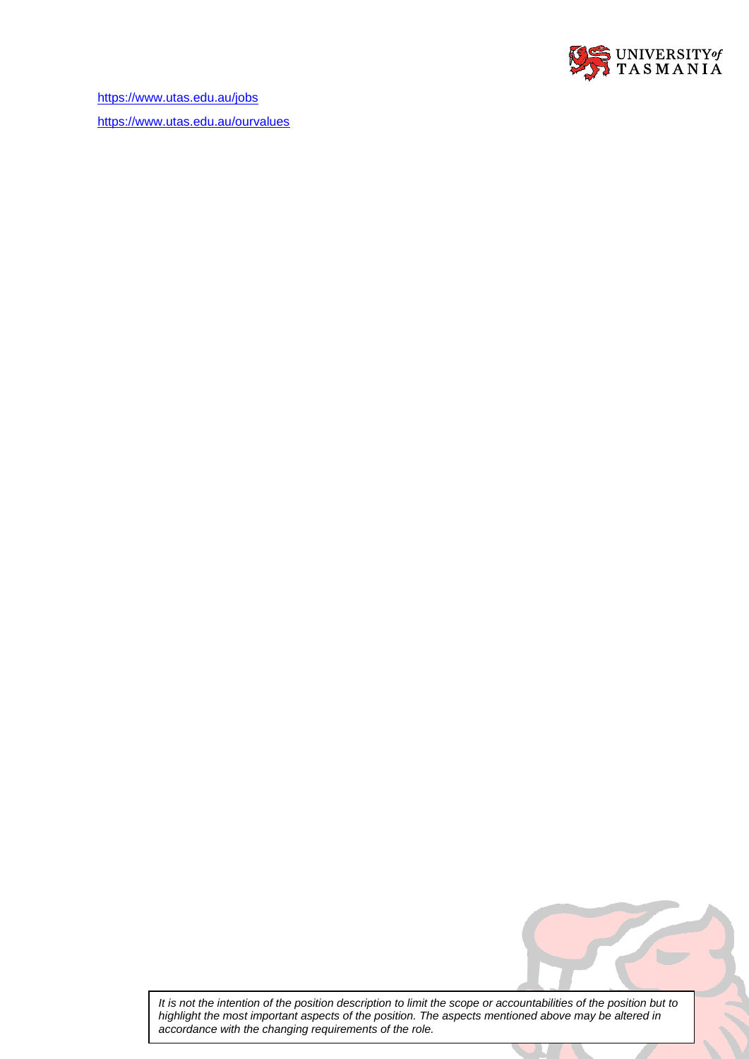https://www.utas.edu.au/jobs

https://www.utas.edu.au/ourvalues

*It is not the intention of the position description to limit the scope or accountabilities of the position but to highlight the most important aspects of the position. The aspects mentioned above may be altered in accordance with the changing requirements of the role.*